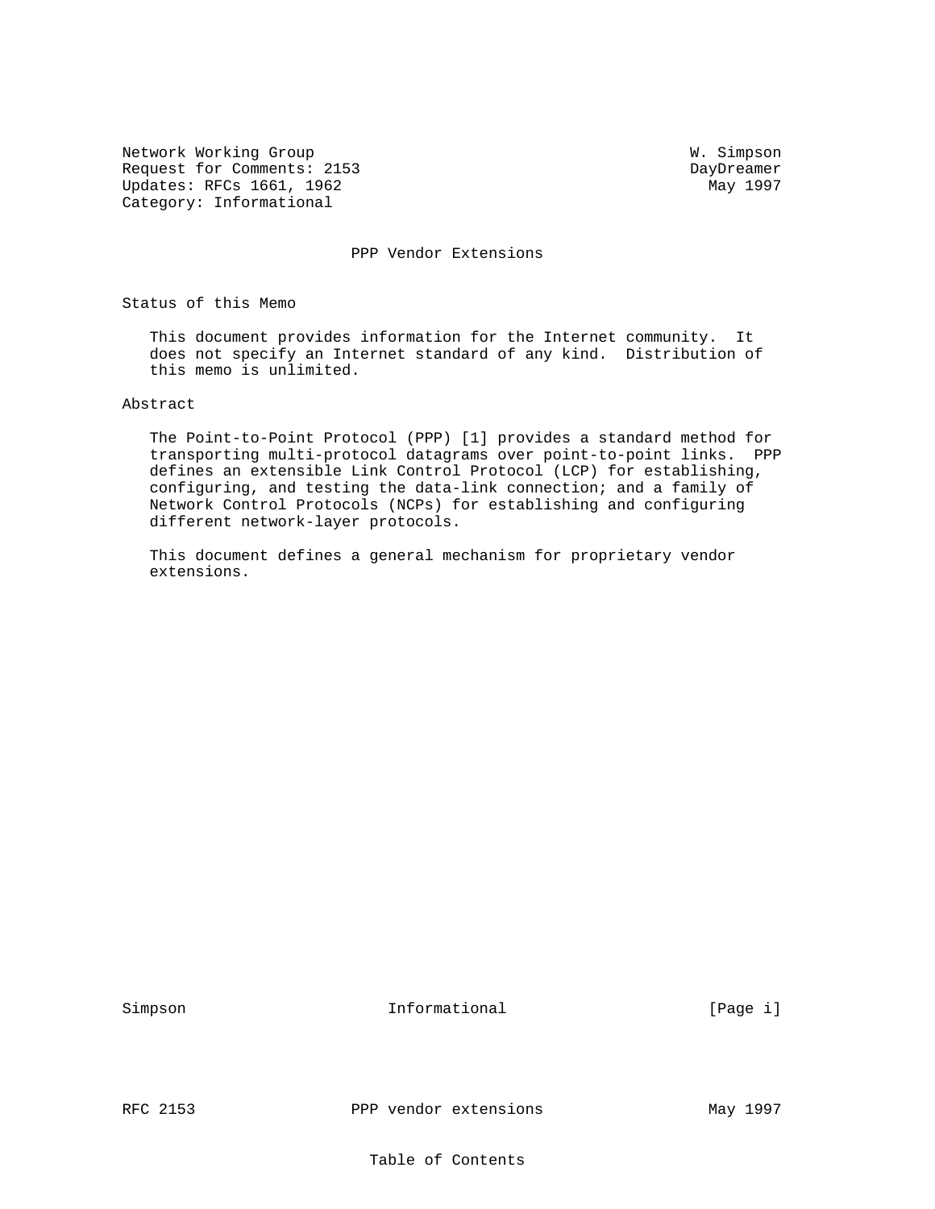Network Working Group W. Simpson
Request for Comments: 2153 DayDreamer
Updates: RFCs 1661, 1962 May 1997
Category: Informational

# PPP Vendor Extensions

## Status of this Memo

This document provides information for the Internet community. It does not specify an Internet standard of any kind. Distribution of this memo is unlimited.

## Abstract

The Point-to-Point Protocol (PPP) [1] provides a standard method for transporting multi-protocol datagrams over point-to-point links. PPP defines an extensible Link Control Protocol (LCP) for establishing, configuring, and testing the data-link connection; and a family of Network Control Protocols (NCPs) for establishing and configuring different network-layer protocols.

This document defines a general mechanism for proprietary vendor extensions.

## Table of Contents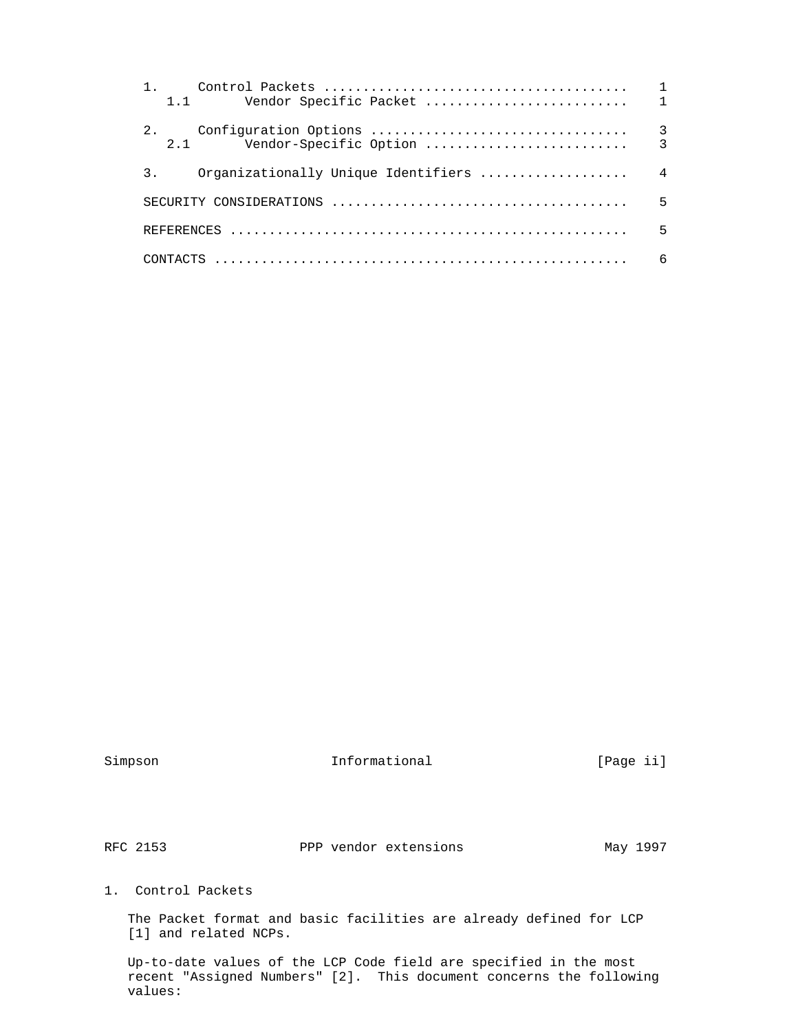1. Control Packets ...................................... 1
   1.1 Vendor Specific Packet .......................... 1

2. Configuration Options ................................ 3
   2.1 Vendor-Specific Option .......................... 3

3. Organizationally Unique Identifiers .................. 4

SECURITY CONSIDERATIONS ..................................... 5

REFERENCES .................................................. 5

CONTACTS .................................................... 6

## 1. Control Packets

The Packet format and basic facilities are already defined for LCP [1] and related NCPs.

Up-to-date values of the LCP Code field are specified in the most recent "Assigned Numbers" [2]. This document concerns the following values: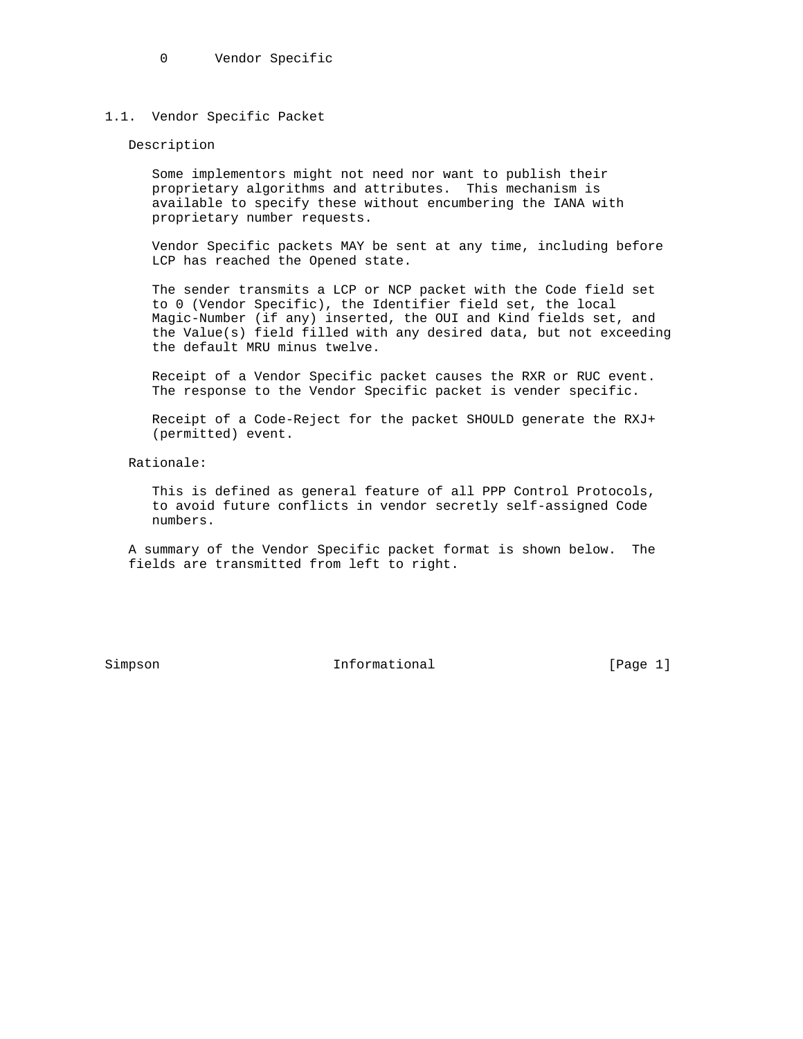0      Vendor Specific

## 1.1. Vendor Specific Packet

Description

Some implementors might not need nor want to publish their proprietary algorithms and attributes. This mechanism is available to specify these without encumbering the IANA with proprietary number requests.

Vendor Specific packets MAY be sent at any time, including before LCP has reached the Opened state.

The sender transmits a LCP or NCP packet with the Code field set to 0 (Vendor Specific), the Identifier field set, the local Magic-Number (if any) inserted, the OUI and Kind fields set, and the Value(s) field filled with any desired data, but not exceeding the default MRU minus twelve.

Receipt of a Vendor Specific packet causes the RXR or RUC event. The response to the Vendor Specific packet is vender specific.

Receipt of a Code-Reject for the packet SHOULD generate the RXJ+ (permitted) event.

Rationale:

This is defined as general feature of all PPP Control Protocols, to avoid future conflicts in vendor secretly self-assigned Code numbers.

A summary of the Vendor Specific packet format is shown below. The fields are transmitted from left to right.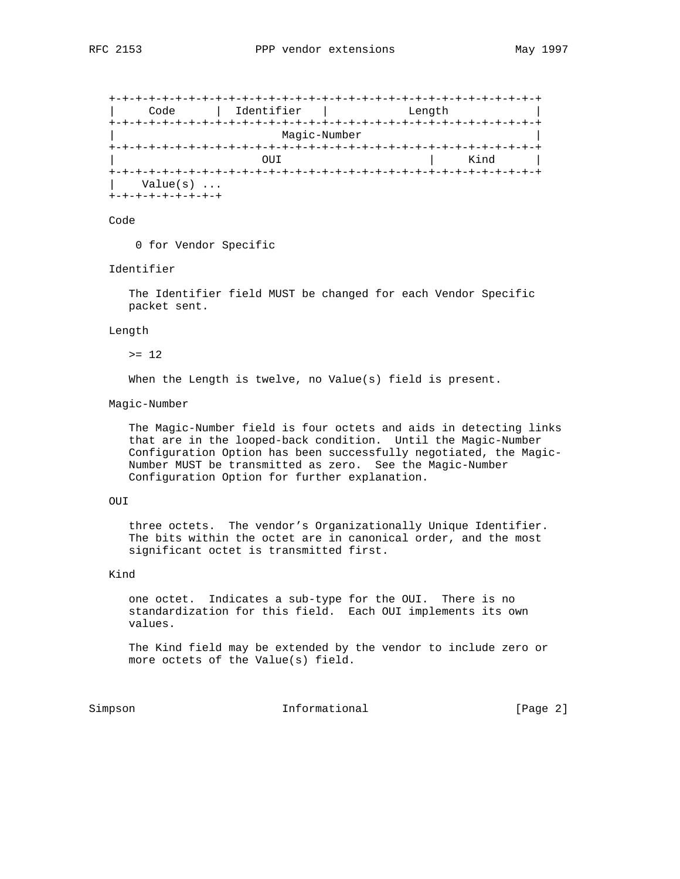```
 0                   1                   2                   3
 0 1 2 3 4 5 6 7 8 9 0 1 2 3 4 5 6 7 8 9 0 1 2 3 4 5 6 7 8 9 0 1
+-+-+-+-+-+-+-+-+-+-+-+-+-+-+-+-+-+-+-+-+-+-+-+-+-+-+-+-+-+-+-+-+
|     Code      |  Identifier   |            Length             |
+-+-+-+-+-+-+-+-+-+-+-+-+-+-+-+-+-+-+-+-+-+-+-+-+-+-+-+-+-+-+-+-+
|                         Magic-Number                          |
+-+-+-+-+-+-+-+-+-+-+-+-+-+-+-+-+-+-+-+-+-+-+-+-+-+-+-+-+-+-+-+-+
|                      OUI                      |     Kind      |
+-+-+-+-+-+-+-+-+-+-+-+-+-+-+-+-+-+-+-+-+-+-+-+-+-+-+-+-+-+-+-+-+
|    Value(s) ...
+-+-+-+-+-+-+-+-+
```

Code

0 for Vendor Specific

Identifier

The Identifier field MUST be changed for each Vendor Specific packet sent.

Length

>= 12

When the Length is twelve, no Value(s) field is present.

Magic-Number

The Magic-Number field is four octets and aids in detecting links that are in the looped-back condition. Until the Magic-Number Configuration Option has been successfully negotiated, the Magic-Number MUST be transmitted as zero. See the Magic-Number Configuration Option for further explanation.

OUI

three octets. The vendor's Organizationally Unique Identifier. The bits within the octet are in canonical order, and the most significant octet is transmitted first.

Kind

one octet. Indicates a sub-type for the OUI. There is no standardization for this field. Each OUI implements its own values.

The Kind field may be extended by the vendor to include zero or more octets of the Value(s) field.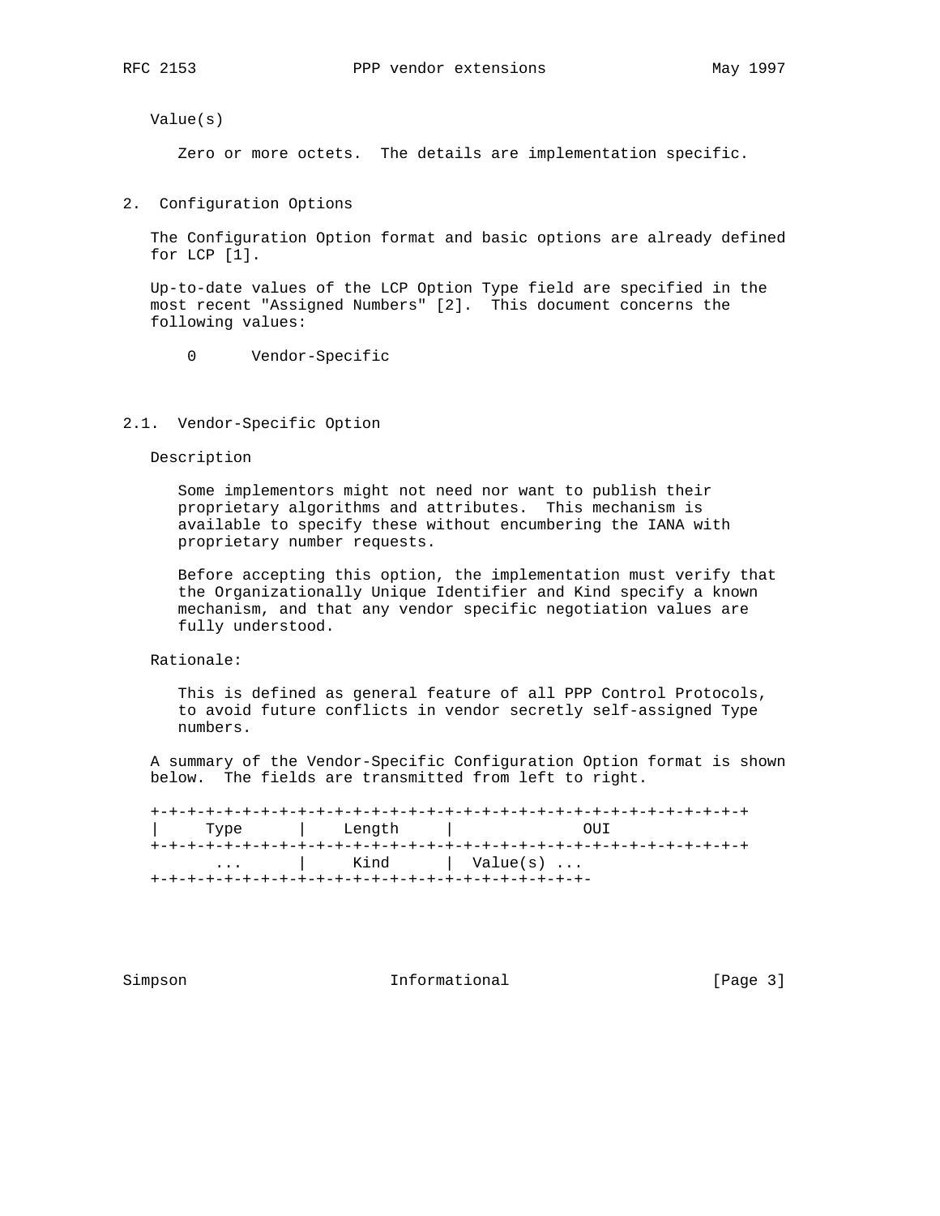Value(s)

Zero or more octets. The details are implementation specific.

## 2. Configuration Options

The Configuration Option format and basic options are already defined for LCP [1].

Up-to-date values of the LCP Option Type field are specified in the most recent "Assigned Numbers" [2]. This document concerns the following values:

```
 0      Vendor-Specific
```

### 2.1. Vendor-Specific Option

Description

Some implementors might not need nor want to publish their proprietary algorithms and attributes. This mechanism is available to specify these without encumbering the IANA with proprietary number requests.

Before accepting this option, the implementation must verify that the Organizationally Unique Identifier and Kind specify a known mechanism, and that any vendor specific negotiation values are fully understood.

Rationale:

This is defined as general feature of all PPP Control Protocols, to avoid future conflicts in vendor secretly self-assigned Type numbers.

A summary of the Vendor-Specific Configuration Option format is shown below. The fields are transmitted from left to right.

```
+-+-+-+-+-+-+-+-+-+-+-+-+-+-+-+-+-+-+-+-+-+-+-+-+-+-+-+-+-+-+-+-+
|     Type      |    Length     |              OUI
+-+-+-+-+-+-+-+-+-+-+-+-+-+-+-+-+-+-+-+-+-+-+-+-+-+-+-+-+-+-+-+-+
      ...       |     Kind      |  Value(s) ...
+-+-+-+-+-+-+-+-+-+-+-+-+-+-+-+-+-+-+-+-+-+-+-+-+-
```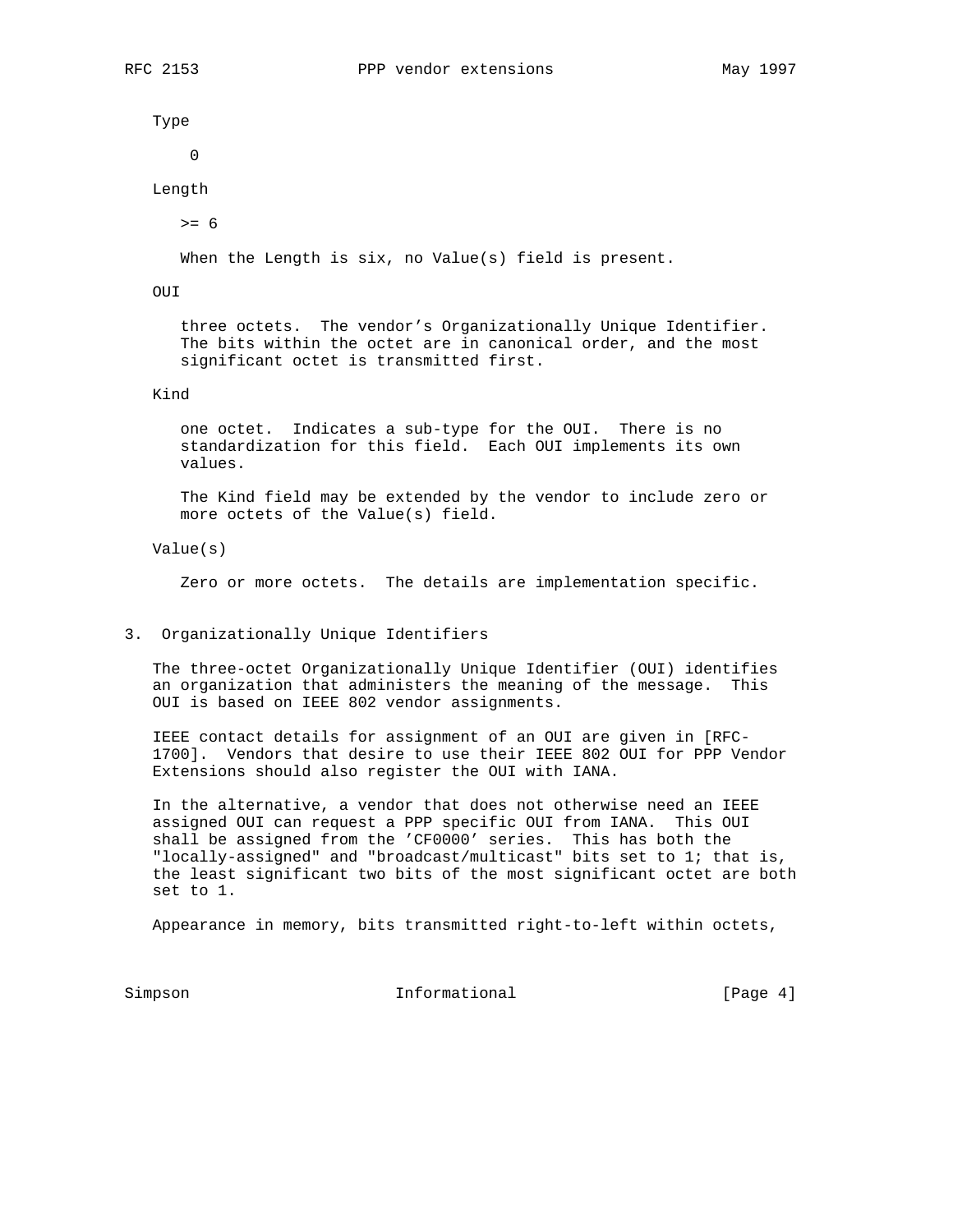Type

0

Length

>= 6

When the Length is six, no Value(s) field is present.

OUI

three octets. The vendor's Organizationally Unique Identifier. The bits within the octet are in canonical order, and the most significant octet is transmitted first.

Kind

one octet. Indicates a sub-type for the OUI. There is no standardization for this field. Each OUI implements its own values.

The Kind field may be extended by the vendor to include zero or more octets of the Value(s) field.

Value(s)

Zero or more octets. The details are implementation specific.

## 3. Organizationally Unique Identifiers

The three-octet Organizationally Unique Identifier (OUI) identifies an organization that administers the meaning of the message. This OUI is based on IEEE 802 vendor assignments.

IEEE contact details for assignment of an OUI are given in [RFC-1700]. Vendors that desire to use their IEEE 802 OUI for PPP Vendor Extensions should also register the OUI with IANA.

In the alternative, a vendor that does not otherwise need an IEEE assigned OUI can request a PPP specific OUI from IANA. This OUI shall be assigned from the 'CF0000' series. This has both the "locally-assigned" and "broadcast/multicast" bits set to 1; that is, the least significant two bits of the most significant octet are both set to 1.

Appearance in memory, bits transmitted right-to-left within octets,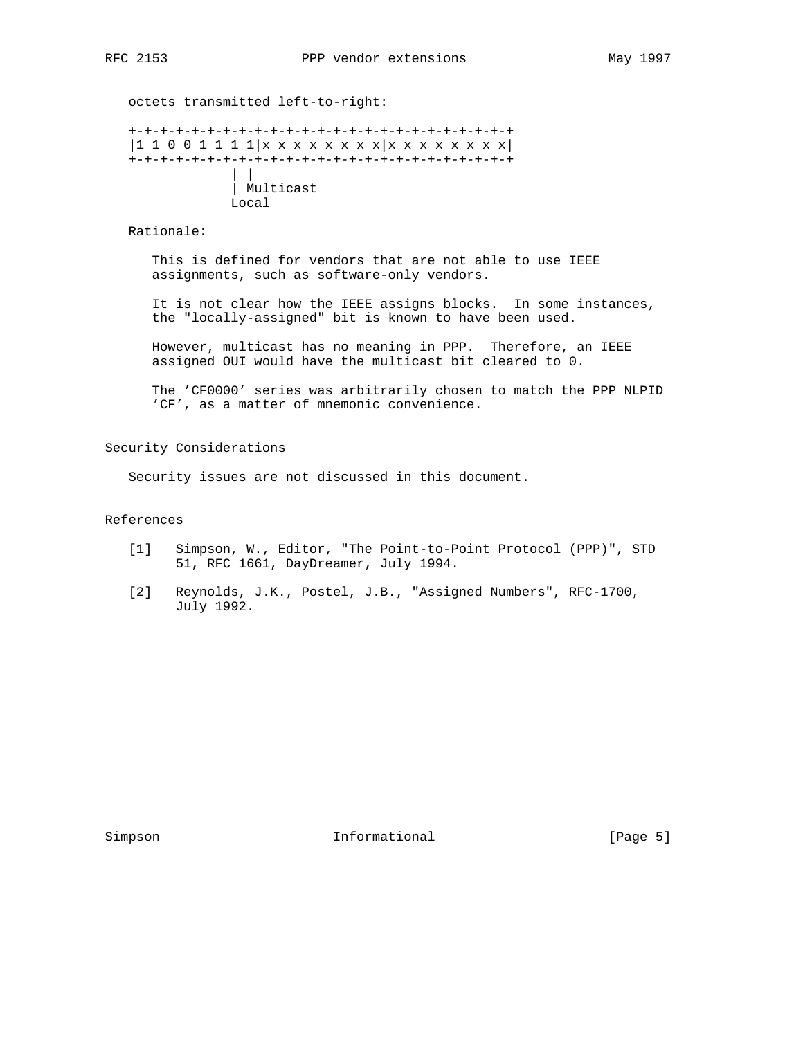octets transmitted left-to-right:

```
+-+-+-+-+-+-+-+-+-+-+-+-+-+-+-+-+-+-+-+-+-+-+-+-+
|1 1 0 0 1 1 1 1|x x x x x x x x|x x x x x x x x|
+-+-+-+-+-+-+-+-+-+-+-+-+-+-+-+-+-+-+-+-+-+-+-+-+
              | |
              | Multicast
             Local
```

Rationale:

This is defined for vendors that are not able to use IEEE assignments, such as software-only vendors.

It is not clear how the IEEE assigns blocks. In some instances, the "locally-assigned" bit is known to have been used.

However, multicast has no meaning in PPP. Therefore, an IEEE assigned OUI would have the multicast bit cleared to 0.

The 'CF0000' series was arbitrarily chosen to match the PPP NLPID 'CF', as a matter of mnemonic convenience.

## Security Considerations

Security issues are not discussed in this document.

## References

[1] Simpson, W., Editor, "The Point-to-Point Protocol (PPP)", STD 51, RFC 1661, DayDreamer, July 1994.

[2] Reynolds, J.K., Postel, J.B., "Assigned Numbers", RFC-1700, July 1992.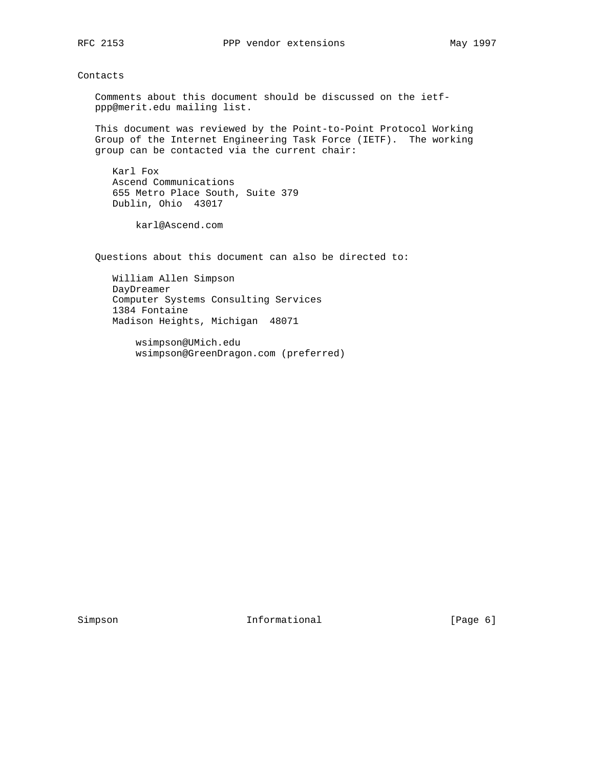# Contacts

Comments about this document should be discussed on the ietf-ppp@merit.edu mailing list.

This document was reviewed by the Point-to-Point Protocol Working Group of the Internet Engineering Task Force (IETF). The working group can be contacted via the current chair:

Karl Fox
Ascend Communications
655 Metro Place South, Suite 379
Dublin, Ohio 43017

karl@Ascend.com

Questions about this document can also be directed to:

William Allen Simpson
DayDreamer
Computer Systems Consulting Services
1384 Fontaine
Madison Heights, Michigan 48071

wsimpson@UMich.edu
wsimpson@GreenDragon.com (preferred)